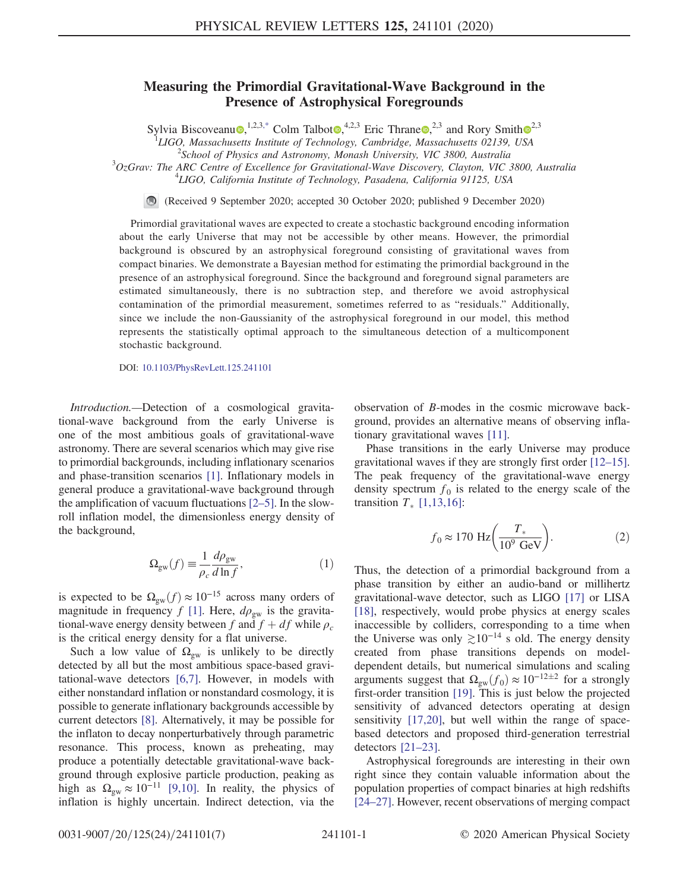# Measuring the Primordial Gravitational-Wave Background in the Presence of Astrophysical Foregrounds

Sylvia Biscoveanu[1,2,3,*] Colm Talbot[4,2,3] Eric Thrane[2,3] and Rory Smith[2,3]

[1]LIGO, Massachusetts Institute of Technology, Cambridge, Massachusetts 02139, USA
[2]School of Physics and Astronomy, Monash University, VIC 3800, Australia
[3]OzGrav: The ARC Centre of Excellence for Gravitational-Wave Discovery, Clayton, VIC 3800, Australia
[4]LIGO, California Institute of Technology, Pasadena, California 91125, USA

(Received 9 September 2020; accepted 30 October 2020; published 9 December 2020)

Primordial gravitational waves are expected to create a stochastic background encoding information about the early Universe that may not be accessible by other means. However, the primordial background is obscured by an astrophysical foreground consisting of gravitational waves from compact binaries. We demonstrate a Bayesian method for estimating the primordial background in the presence of an astrophysical foreground. Since the background and foreground signal parameters are estimated simultaneously, there is no subtraction step, and therefore we avoid astrophysical contamination of the primordial measurement, sometimes referred to as "residuals." Additionally, since we include the non-Gaussianity of the astrophysical foreground in our model, this method represents the statistically optimal approach to the simultaneous detection of a multicomponent stochastic background.

DOI: 10.1103/PhysRevLett.125.241101

*Introduction.*—Detection of a cosmological gravitational-wave background from the early Universe is one of the most ambitious goals of gravitational-wave astronomy. There are several scenarios which may give rise to primordial backgrounds, including inflationary scenarios and phase-transition scenarios [1]. Inflationary models in general produce a gravitational-wave background through the amplification of vacuum fluctuations [2–5]. In the slow-roll inflation model, the dimensionless energy density of the background,

$$\Omega_{\rm gw}(f) \equiv \frac{1}{\rho_c}\frac{d\rho_{\rm gw}}{d\ln f}, \tag{1}$$

is expected to be $\Omega_{\rm gw}(f) \approx 10^{-15}$ across many orders of magnitude in frequency $f$ [1]. Here, $d\rho_{\rm gw}$ is the gravitational-wave energy density between $f$ and $f + df$ while $\rho_c$ is the critical energy density for a flat universe.

Such a low value of $\Omega_{\rm gw}$ is unlikely to be directly detected by all but the most ambitious space-based gravitational-wave detectors [6,7]. However, in models with either nonstandard inflation or nonstandard cosmology, it is possible to generate inflationary backgrounds accessible by current detectors [8]. Alternatively, it may be possible for the inflaton to decay nonperturbatively through parametric resonance. This process, known as preheating, may produce a potentially detectable gravitational-wave background through explosive particle production, peaking as high as $\Omega_{\rm gw} \approx 10^{-11}$ [9,10]. In reality, the physics of inflation is highly uncertain. Indirect detection, via the observation of $B$-modes in the cosmic microwave background, provides an alternative means of observing inflationary gravitational waves [11].

Phase transitions in the early Universe may produce gravitational waves if they are strongly first order [12–15]. The peak frequency of the gravitational-wave energy density spectrum $f_0$ is related to the energy scale of the transition $T_*$ [1,13,16]:

$$f_0 \approx 170\ \mathrm{Hz}\left(\frac{T_*}{10^9\ \mathrm{GeV}}\right). \tag{2}$$

Thus, the detection of a primordial background from a phase transition by either an audio-band or millihertz gravitational-wave detector, such as LIGO [17] or LISA [18], respectively, would probe physics at energy scales inaccessible by colliders, corresponding to a time when the Universe was only $\gtrsim 10^{-14}$ s old. The energy density created from phase transitions depends on model-dependent details, but numerical simulations and scaling arguments suggest that $\Omega_{\rm gw}(f_0) \approx 10^{-12\pm 2}$ for a strongly first-order transition [19]. This is just below the projected sensitivity of advanced detectors operating at design sensitivity [17,20], but well within the range of space-based detectors and proposed third-generation terrestrial detectors [21–23].

Astrophysical foregrounds are interesting in their own right since they contain valuable information about the population properties of compact binaries at high redshifts [24–27]. However, recent observations of merging compact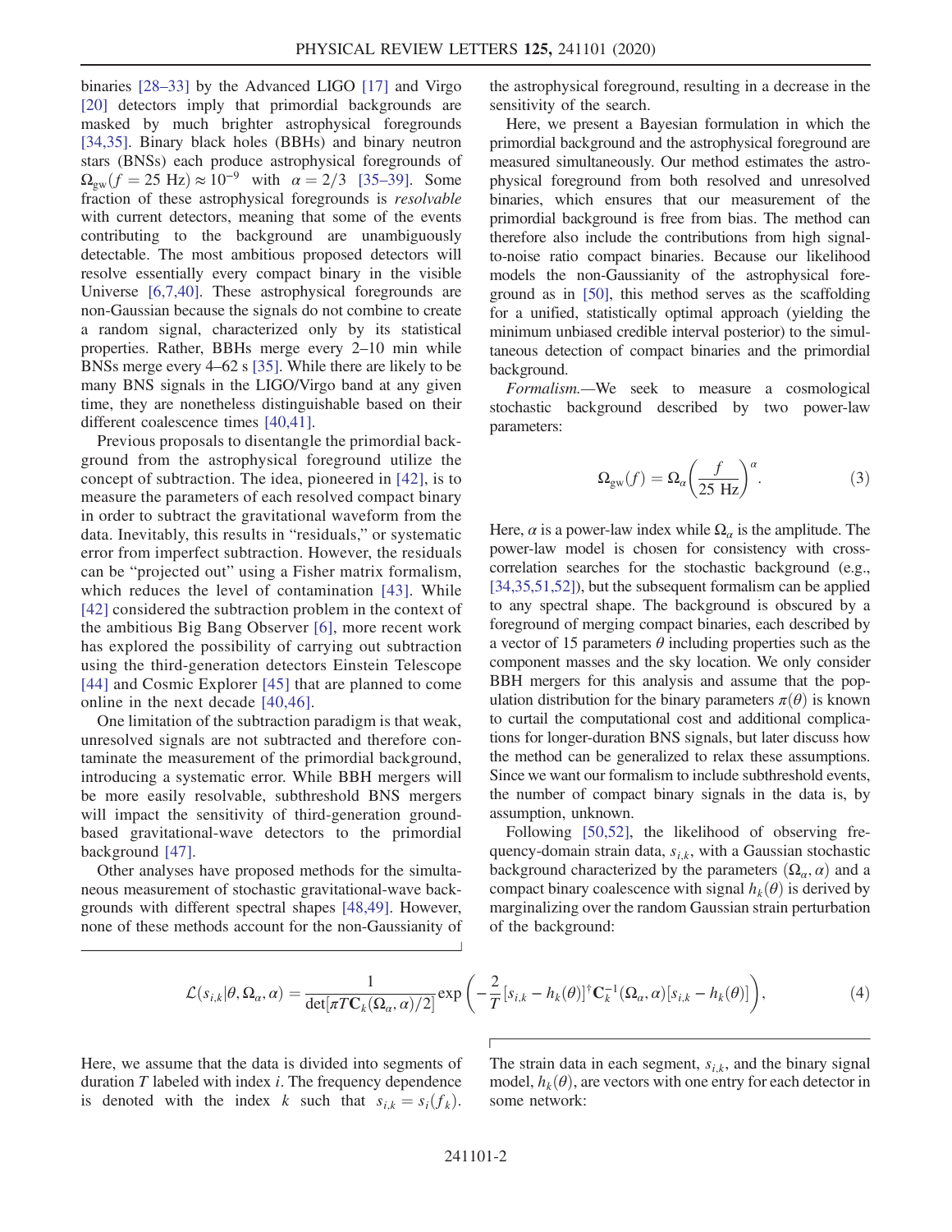binaries [28–33] by the Advanced LIGO [17] and Virgo [20] detectors imply that primordial backgrounds are masked by much brighter astrophysical foregrounds [34,35]. Binary black holes (BBHs) and binary neutron stars (BNSs) each produce astrophysical foregrounds of $\Omega_{\rm gw}(f = 25~\text{Hz}) \approx 10^{-9}$ with $\alpha = 2/3$ [35–39]. Some fraction of these astrophysical foregrounds is *resolvable* with current detectors, meaning that some of the events contributing to the background are unambiguously detectable. The most ambitious proposed detectors will resolve essentially every compact binary in the visible Universe [6,7,40]. These astrophysical foregrounds are non-Gaussian because the signals do not combine to create a random signal, characterized only by its statistical properties. Rather, BBHs merge every 2–10 min while BNSs merge every 4–62 s [35]. While there are likely to be many BNS signals in the LIGO/Virgo band at any given time, they are nonetheless distinguishable based on their different coalescence times [40,41].

Previous proposals to disentangle the primordial background from the astrophysical foreground utilize the concept of subtraction. The idea, pioneered in [42], is to measure the parameters of each resolved compact binary in order to subtract the gravitational waveform from the data. Inevitably, this results in "residuals," or systematic error from imperfect subtraction. However, the residuals can be "projected out" using a Fisher matrix formalism, which reduces the level of contamination [43]. While [42] considered the subtraction problem in the context of the ambitious Big Bang Observer [6], more recent work has explored the possibility of carrying out subtraction using the third-generation detectors Einstein Telescope [44] and Cosmic Explorer [45] that are planned to come online in the next decade [40,46].

One limitation of the subtraction paradigm is that weak, unresolved signals are not subtracted and therefore contaminate the measurement of the primordial background, introducing a systematic error. While BBH mergers will be more easily resolvable, subthreshold BNS mergers will impact the sensitivity of third-generation ground-based gravitational-wave detectors to the primordial background [47].

Other analyses have proposed methods for the simultaneous measurement of stochastic gravitational-wave backgrounds with different spectral shapes [48,49]. However, none of these methods account for the non-Gaussianity of the astrophysical foreground, resulting in a decrease in the sensitivity of the search.

Here, we present a Bayesian formulation in which the primordial background and the astrophysical foreground are measured simultaneously. Our method estimates the astrophysical foreground from both resolved and unresolved binaries, which ensures that our measurement of the primordial background is free from bias. The method can therefore also include the contributions from high signal-to-noise ratio compact binaries. Because our likelihood models the non-Gaussianity of the astrophysical foreground as in [50], this method serves as the scaffolding for a unified, statistically optimal approach (yielding the minimum unbiased credible interval posterior) to the simultaneous detection of compact binaries and the primordial background.

*Formalism.*—We seek to measure a cosmological stochastic background described by two power-law parameters:

$$\Omega_{\rm gw}(f) = \Omega_\alpha \left(\frac{f}{25~\text{Hz}}\right)^\alpha. \tag{3}$$

Here, $\alpha$ is a power-law index while $\Omega_\alpha$ is the amplitude. The power-law model is chosen for consistency with cross-correlation searches for the stochastic background (e.g., [34,35,51,52]), but the subsequent formalism can be applied to any spectral shape. The background is obscured by a foreground of merging compact binaries, each described by a vector of 15 parameters $\theta$ including properties such as the component masses and the sky location. We only consider BBH mergers for this analysis and assume that the population distribution for the binary parameters $\pi(\theta)$ is known to curtail the computational cost and additional complications for longer-duration BNS signals, but later discuss how the method can be generalized to relax these assumptions. Since we want our formalism to include subthreshold events, the number of compact binary signals in the data is, by assumption, unknown.

Following [50,52], the likelihood of observing frequency-domain strain data, $s_{i,k}$, with a Gaussian stochastic background characterized by the parameters $(\Omega_\alpha, \alpha)$ and a compact binary coalescence with signal $h_k(\theta)$ is derived by marginalizing over the random Gaussian strain perturbation of the background:

$$\mathcal{L}(s_{i,k}|\theta, \Omega_\alpha, \alpha) = \frac{1}{\det[\pi T \mathbf{C}_k(\Omega_\alpha, \alpha)/2]} \exp\left(-\frac{2}{T}[s_{i,k} - h_k(\theta)]^\dagger \mathbf{C}_k^{-1}(\Omega_\alpha, \alpha)[s_{i,k} - h_k(\theta)]\right), \tag{4}$$

Here, we assume that the data is divided into segments of duration $T$ labeled with index $i$. The frequency dependence is denoted with the index $k$ such that $s_{i,k} = s_i(f_k)$. The strain data in each segment, $s_{i,k}$, and the binary signal model, $h_k(\theta)$, are vectors with one entry for each detector in some network: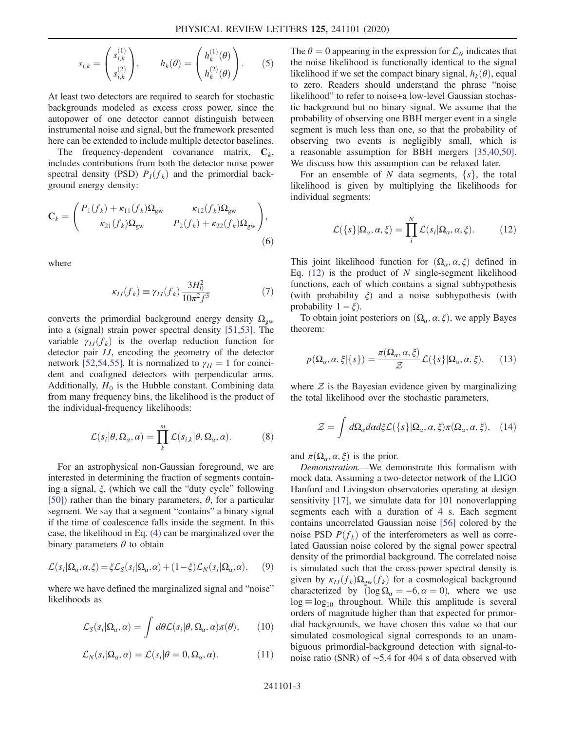$$s_{i,k} = \begin{pmatrix} s_{i,k}^{(1)} \\ s_{i,k}^{(2)} \end{pmatrix}, \qquad h_k(\theta) = \begin{pmatrix} h_k^{(1)}(\theta) \\ h_k^{(2)}(\theta) \end{pmatrix}. \tag{5}$$

At least two detectors are required to search for stochastic backgrounds modeled as excess cross power, since the autopower of one detector cannot distinguish between instrumental noise and signal, but the framework presented here can be extended to include multiple detector baselines.

The frequency-dependent covariance matrix, $\mathbf{C}_k$, includes contributions from both the detector noise power spectral density (PSD) $P_I(f_k)$ and the primordial background energy density:

$$\mathbf{C}_k = \begin{pmatrix} P_1(f_k) + \kappa_{11}(f_k)\Omega_{\rm gw} & \kappa_{12}(f_k)\Omega_{\rm gw} \\ \kappa_{21}(f_k)\Omega_{\rm gw} & P_2(f_k) + \kappa_{22}(f_k)\Omega_{\rm gw} \end{pmatrix}, \tag{6}$$

where

$$\kappa_{IJ}(f_k) \equiv \gamma_{IJ}(f_k)\frac{3H_0^2}{10\pi^2 f^3} \tag{7}$$

converts the primordial background energy density $\Omega_{\rm gw}$ into a (signal) strain power spectral density [51,53]. The variable $\gamma_{IJ}(f_k)$ is the overlap reduction function for detector pair $IJ$, encoding the geometry of the detector network [52,54,55]. It is normalized to $\gamma_{II} = 1$ for coincident and coaligned detectors with perpendicular arms. Additionally, $H_0$ is the Hubble constant. Combining data from many frequency bins, the likelihood is the product of the individual-frequency likelihoods:

$$\mathcal{L}(s_i|\theta, \Omega_\alpha, \alpha) = \prod_k^m \mathcal{L}(s_{i,k}|\theta, \Omega_\alpha, \alpha). \tag{8}$$

For an astrophysical non-Gaussian foreground, we are interested in determining the fraction of segments containing a signal, $\xi$, (which we call the "duty cycle" following [50]) rather than the binary parameters, $\theta$, for a particular segment. We say that a segment "contains" a binary signal if the time of coalescence falls inside the segment. In this case, the likelihood in Eq. (4) can be marginalized over the binary parameters $\theta$ to obtain

$$\mathcal{L}(s_i|\Omega_\alpha, \alpha, \xi) = \xi\mathcal{L}_S(s_i|\Omega_\alpha, \alpha) + (1-\xi)\mathcal{L}_N(s_i|\Omega_\alpha, \alpha), \tag{9}$$

where we have defined the marginalized signal and "noise" likelihoods as

$$\mathcal{L}_S(s_i|\Omega_\alpha, \alpha) = \int d\theta \mathcal{L}(s_i|\theta, \Omega_\alpha, \alpha)\pi(\theta), \tag{10}$$

$$\mathcal{L}_N(s_i|\Omega_\alpha, \alpha) = \mathcal{L}(s_i|\theta = 0, \Omega_\alpha, \alpha). \tag{11}$$

The $\theta = 0$ appearing in the expression for $\mathcal{L}_N$ indicates that the noise likelihood is functionally identical to the signal likelihood if we set the compact binary signal, $h_k(\theta)$, equal to zero. Readers should understand the phrase "noise likelihood" to refer to noise+a low-level Gaussian stochastic background but no binary signal. We assume that the probability of observing one BBH merger event in a single segment is much less than one, so that the probability of observing two events is negligibly small, which is a reasonable assumption for BBH mergers [35,40,50]. We discuss how this assumption can be relaxed later.

For an ensemble of $N$ data segments, $\{s\}$, the total likelihood is given by multiplying the likelihoods for individual segments:

$$\mathcal{L}(\{s\}|\Omega_\alpha, \alpha, \xi) = \prod_i^N \mathcal{L}(s_i|\Omega_\alpha, \alpha, \xi). \tag{12}$$

This joint likelihood function for $(\Omega_\alpha, \alpha, \xi)$ defined in Eq. (12) is the product of $N$ single-segment likelihood functions, each of which contains a signal subhypothesis (with probability $\xi$) and a noise subhypothesis (with probability $1 - \xi$).

To obtain joint posteriors on $(\Omega_\alpha, \alpha, \xi)$, we apply Bayes theorem:

$$p(\Omega_\alpha, \alpha, \xi|\{s\}) = \frac{\pi(\Omega_\alpha, \alpha, \xi)}{\mathcal{Z}}\mathcal{L}(\{s\}|\Omega_\alpha, \alpha, \xi), \tag{13}$$

where $\mathcal{Z}$ is the Bayesian evidence given by marginalizing the total likelihood over the stochastic parameters,

$$\mathcal{Z} = \int d\Omega_\alpha d\alpha d\xi \mathcal{L}(\{s\}|\Omega_\alpha, \alpha, \xi)\pi(\Omega_\alpha, \alpha, \xi), \tag{14}$$

and $\pi(\Omega_\alpha, \alpha, \xi)$ is the prior.

*Demonstration.*—We demonstrate this formalism with mock data. Assuming a two-detector network of the LIGO Hanford and Livingston observatories operating at design sensitivity [17], we simulate data for 101 nonoverlapping segments each with a duration of 4 s. Each segment contains uncorrelated Gaussian noise [56] colored by the noise PSD $P(f_k)$ of the interferometers as well as correlated Gaussian noise colored by the signal power spectral density of the primordial background. The correlated noise is simulated such that the cross-power spectral density is given by $\kappa_{IJ}(f_k)\Omega_{\rm gw}(f_k)$ for a cosmological background characterized by $(\log \Omega_\alpha = -6, \alpha = 0)$, where we use $\log \equiv \log_{10}$ throughout. While this amplitude is several orders of magnitude higher than that expected for primordial backgrounds, we have chosen this value so that our simulated cosmological signal corresponds to an unambiguous primordial-background detection with signal-to-noise ratio (SNR) of ∼5.4 for 404 s of data observed with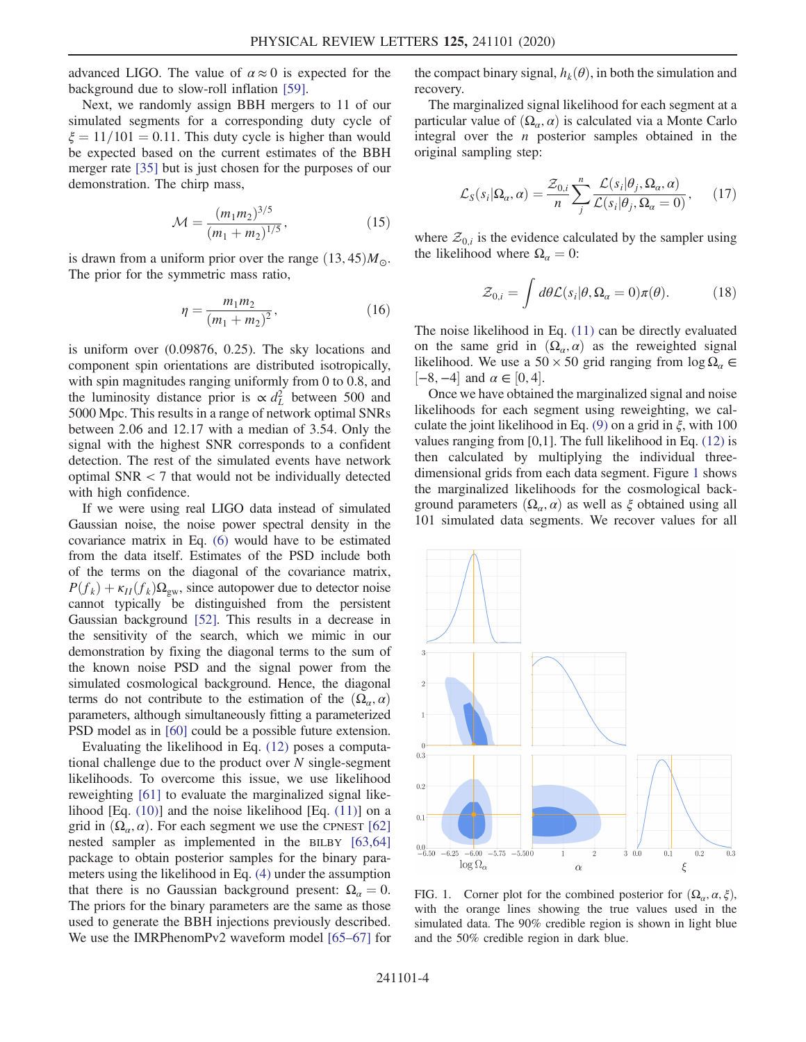advanced LIGO. The value of $\alpha \approx 0$ is expected for the background due to slow-roll inflation [59].

Next, we randomly assign BBH mergers to 11 of our simulated segments for a corresponding duty cycle of $\xi = 11/101 = 0.11$. This duty cycle is higher than would be expected based on the current estimates of the BBH merger rate [35] but is just chosen for the purposes of our demonstration. The chirp mass,

$$\mathcal{M} = \frac{(m_1 m_2)^{3/5}}{(m_1 + m_2)^{1/5}}, \tag{15}$$

is drawn from a uniform prior over the range $(13, 45) M_\odot$. The prior for the symmetric mass ratio,

$$\eta = \frac{m_1 m_2}{(m_1 + m_2)^2}, \tag{16}$$

is uniform over (0.09876, 0.25). The sky locations and component spin orientations are distributed isotropically, with spin magnitudes ranging uniformly from 0 to 0.8, and the luminosity distance prior is $\propto d_L^2$ between 500 and 5000 Mpc. This results in a range of network optimal SNRs between 2.06 and 12.17 with a median of 3.54. Only the signal with the highest SNR corresponds to a confident detection. The rest of the simulated events have network optimal SNR $< 7$ that would not be individually detected with high confidence.

If we were using real LIGO data instead of simulated Gaussian noise, the noise power spectral density in the covariance matrix in Eq. (6) would have to be estimated from the data itself. Estimates of the PSD include both of the terms on the diagonal of the covariance matrix, $P(f_k) + \kappa_{II}(f_k)\Omega_{\mathrm{gw}}$, since autopower due to detector noise cannot typically be distinguished from the persistent Gaussian background [52]. This results in a decrease in the sensitivity of the search, which we mimic in our demonstration by fixing the diagonal terms to the sum of the known noise PSD and the signal power from the simulated cosmological background. Hence, the diagonal terms do not contribute to the estimation of the $(\Omega_\alpha, \alpha)$ parameters, although simultaneously fitting a parameterized PSD model as in [60] could be a possible future extension.

Evaluating the likelihood in Eq. (12) poses a computational challenge due to the product over $N$ single-segment likelihoods. To overcome this issue, we use likelihood reweighting [61] to evaluate the marginalized signal likelihood [Eq. (10)] and the noise likelihood [Eq. (11)] on a grid in $(\Omega_\alpha, \alpha)$. For each segment we use the CPNEST [62] nested sampler as implemented in the BILBY [63,64] package to obtain posterior samples for the binary parameters using the likelihood in Eq. (4) under the assumption that there is no Gaussian background present: $\Omega_\alpha = 0$. The priors for the binary parameters are the same as those used to generate the BBH injections previously described. We use the IMRPhenomPv2 waveform model [65–67] for the compact binary signal, $h_k(\theta)$, in both the simulation and recovery.

The marginalized signal likelihood for each segment at a particular value of $(\Omega_\alpha, \alpha)$ is calculated via a Monte Carlo integral over the $n$ posterior samples obtained in the original sampling step:

$$\mathcal{L}_S(s_i|\Omega_\alpha, \alpha) = \frac{\mathcal{Z}_{0,i}}{n} \sum_j^n \frac{\mathcal{L}(s_i|\theta_j, \Omega_\alpha, \alpha)}{\mathcal{L}(s_i|\theta_j, \Omega_\alpha = 0)}, \tag{17}$$

where $\mathcal{Z}_{0,i}$ is the evidence calculated by the sampler using the likelihood where $\Omega_\alpha = 0$:

$$\mathcal{Z}_{0,i} = \int d\theta \mathcal{L}(s_i|\theta, \Omega_\alpha = 0)\pi(\theta). \tag{18}$$

The noise likelihood in Eq. (11) can be directly evaluated on the same grid in $(\Omega_\alpha, \alpha)$ as the reweighted signal likelihood. We use a $50 \times 50$ grid ranging from $\log \Omega_\alpha \in [-8, -4]$ and $\alpha \in [0, 4]$.

Once we have obtained the marginalized signal and noise likelihoods for each segment using reweighting, we calculate the joint likelihood in Eq. (9) on a grid in $\xi$, with 100 values ranging from [0,1]. The full likelihood in Eq. (12) is then calculated by multiplying the individual three-dimensional grids from each data segment. Figure 1 shows the marginalized likelihoods for the cosmological background parameters $(\Omega_\alpha, \alpha)$ as well as $\xi$ obtained using all 101 simulated data segments. We recover values for all

FIG. 1. Corner plot for the combined posterior for $(\Omega_\alpha, \alpha, \xi)$, with the orange lines showing the true values used in the simulated data. The 90% credible region is shown in light blue and the 50% credible region in dark blue.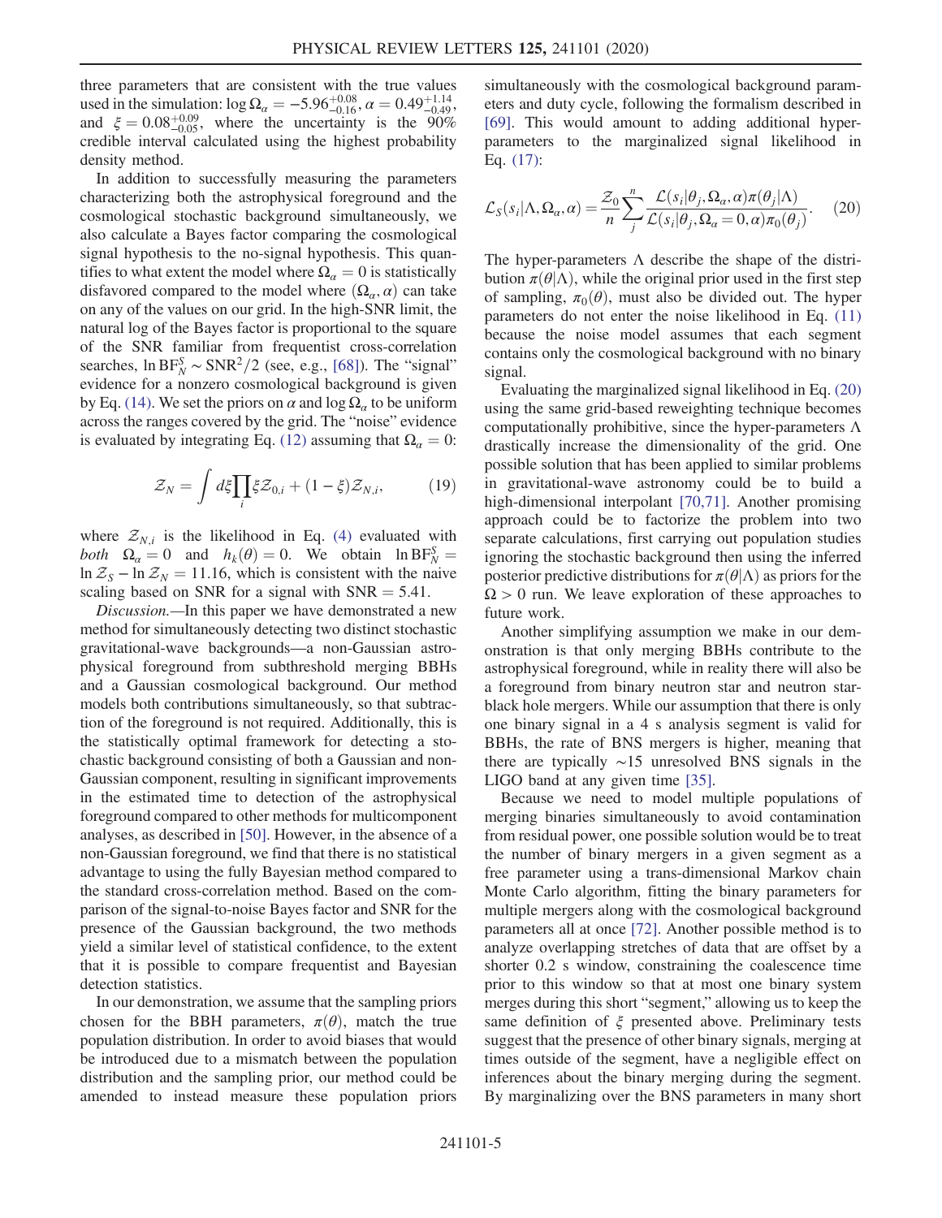three parameters that are consistent with the true values used in the simulation: $\log \Omega_\alpha = -5.96^{+0.08}_{-0.16}$, $\alpha = 0.49^{+1.14}_{-0.49}$, and $\xi = 0.08^{+0.09}_{-0.05}$, where the uncertainty is the 90% credible interval calculated using the highest probability density method.

In addition to successfully measuring the parameters characterizing both the astrophysical foreground and the cosmological stochastic background simultaneously, we also calculate a Bayes factor comparing the cosmological signal hypothesis to the no-signal hypothesis. This quantifies to what extent the model where $\Omega_\alpha = 0$ is statistically disfavored compared to the model where $(\Omega_\alpha, \alpha)$ can take on any of the values on our grid. In the high-SNR limit, the natural log of the Bayes factor is proportional to the square of the SNR familiar from frequentist cross-correlation searches, $\ln \mathrm{BF}^S_N \sim \mathrm{SNR}^2/2$ (see, e.g., [68]). The "signal" evidence for a nonzero cosmological background is given by Eq. (14). We set the priors on $\alpha$ and $\log \Omega_\alpha$ to be uniform across the ranges covered by the grid. The "noise" evidence is evaluated by integrating Eq. (12) assuming that $\Omega_\alpha = 0$:

$$\mathcal{Z}_N = \int d\xi \prod_i \xi \mathcal{Z}_{0,i} + (1-\xi)\mathcal{Z}_{N,i}, \tag{19}$$

where $\mathcal{Z}_{N,i}$ is the likelihood in Eq. (4) evaluated with *both* $\Omega_\alpha = 0$ and $h_k(\theta) = 0$. We obtain $\ln \mathrm{BF}^S_N = \ln \mathcal{Z}_S - \ln \mathcal{Z}_N = 11.16$, which is consistent with the naive scaling based on SNR for a signal with $\mathrm{SNR} = 5.41$.

*Discussion.*—In this paper we have demonstrated a new method for simultaneously detecting two distinct stochastic gravitational-wave backgrounds—a non-Gaussian astrophysical foreground from subthreshold merging BBHs and a Gaussian cosmological background. Our method models both contributions simultaneously, so that subtraction of the foreground is not required. Additionally, this is the statistically optimal framework for detecting a stochastic background consisting of both a Gaussian and non-Gaussian component, resulting in significant improvements in the estimated time to detection of the astrophysical foreground compared to other methods for multicomponent analyses, as described in [50]. However, in the absence of a non-Gaussian foreground, we find that there is no statistical advantage to using the fully Bayesian method compared to the standard cross-correlation method. Based on the comparison of the signal-to-noise Bayes factor and SNR for the presence of the Gaussian background, the two methods yield a similar level of statistical confidence, to the extent that it is possible to compare frequentist and Bayesian detection statistics.

In our demonstration, we assume that the sampling priors chosen for the BBH parameters, $\pi(\theta)$, match the true population distribution. In order to avoid biases that would be introduced due to a mismatch between the population distribution and the sampling prior, our method could be amended to instead measure these population priors simultaneously with the cosmological background parameters and duty cycle, following the formalism described in [69]. This would amount to adding additional hyperparameters to the marginalized signal likelihood in Eq. (17):

$$\mathcal{L}_S(s_i|\Lambda, \Omega_\alpha, \alpha) = \frac{\mathcal{Z}_0}{n} \sum_j^n \frac{\mathcal{L}(s_i|\theta_j, \Omega_\alpha, \alpha)\pi(\theta_j|\Lambda)}{\mathcal{L}(s_i|\theta_j, \Omega_\alpha = 0, \alpha)\pi_0(\theta_j)}. \tag{20}$$

The hyper-parameters $\Lambda$ describe the shape of the distribution $\pi(\theta|\Lambda)$, while the original prior used in the first step of sampling, $\pi_0(\theta)$, must also be divided out. The hyper parameters do not enter the noise likelihood in Eq. (11) because the noise model assumes that each segment contains only the cosmological background with no binary signal.

Evaluating the marginalized signal likelihood in Eq. (20) using the same grid-based reweighting technique becomes computationally prohibitive, since the hyper-parameters $\Lambda$ drastically increase the dimensionality of the grid. One possible solution that has been applied to similar problems in gravitational-wave astronomy could be to build a high-dimensional interpolant [70,71]. Another promising approach could be to factorize the problem into two separate calculations, first carrying out population studies ignoring the stochastic background then using the inferred posterior predictive distributions for $\pi(\theta|\Lambda)$ as priors for the $\Omega > 0$ run. We leave exploration of these approaches to future work.

Another simplifying assumption we make in our demonstration is that only merging BBHs contribute to the astrophysical foreground, while in reality there will also be a foreground from binary neutron star and neutron star-black hole mergers. While our assumption that there is only one binary signal in a 4 s analysis segment is valid for BBHs, the rate of BNS mergers is higher, meaning that there are typically $\sim$15 unresolved BNS signals in the LIGO band at any given time [35].

Because we need to model multiple populations of merging binaries simultaneously to avoid contamination from residual power, one possible solution would be to treat the number of binary mergers in a given segment as a free parameter using a trans-dimensional Markov chain Monte Carlo algorithm, fitting the binary parameters for multiple mergers along with the cosmological background parameters all at once [72]. Another possible method is to analyze overlapping stretches of data that are offset by a shorter 0.2 s window, constraining the coalescence time prior to this window so that at most one binary system merges during this short "segment," allowing us to keep the same definition of $\xi$ presented above. Preliminary tests suggest that the presence of other binary signals, merging at times outside of the segment, have a negligible effect on inferences about the binary merging during the segment. By marginalizing over the BNS parameters in many short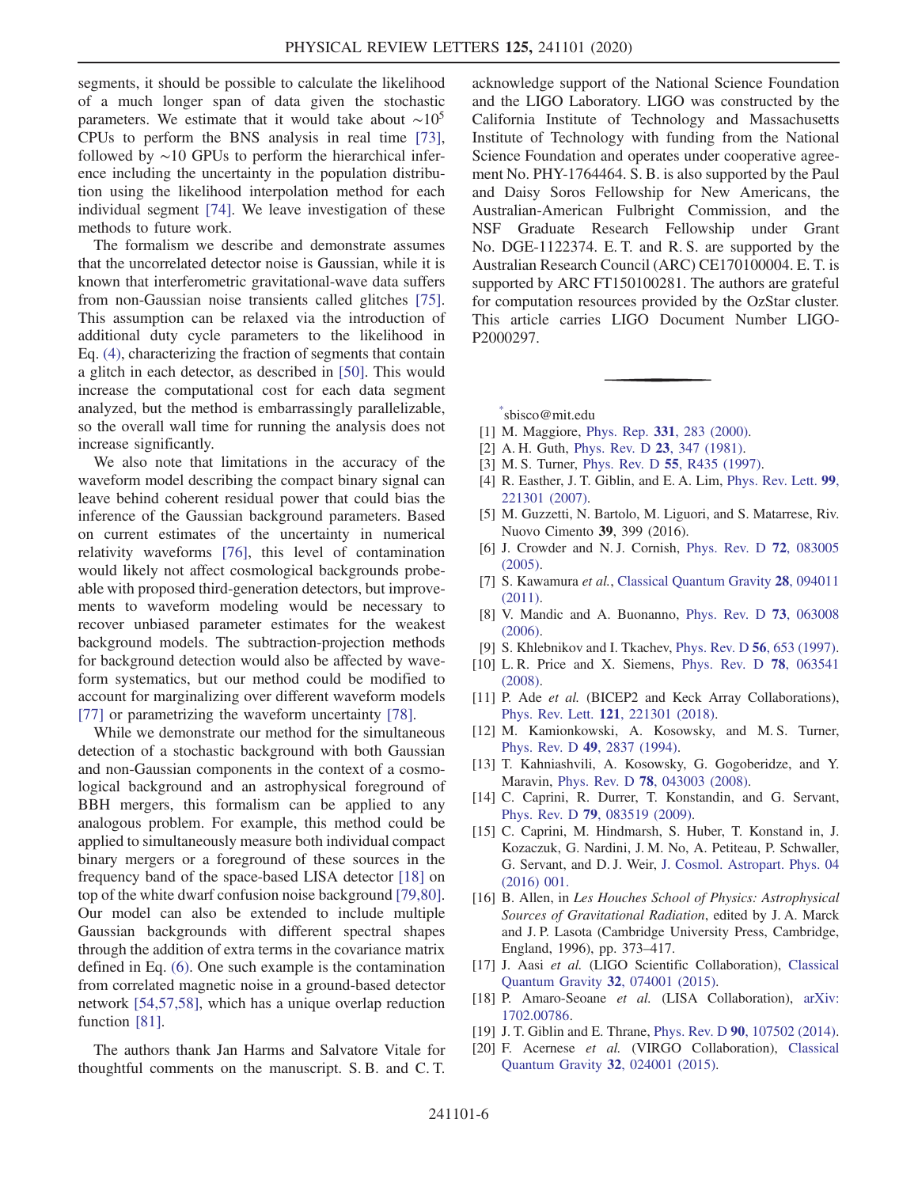segments, it should be possible to calculate the likelihood of a much longer span of data given the stochastic parameters. We estimate that it would take about $\sim 10^5$ CPUs to perform the BNS analysis in real time [73], followed by $\sim 10$ GPUs to perform the hierarchical inference including the uncertainty in the population distribution using the likelihood interpolation method for each individual segment [74]. We leave investigation of these methods to future work.

The formalism we describe and demonstrate assumes that the uncorrelated detector noise is Gaussian, while it is known that interferometric gravitational-wave data suffers from non-Gaussian noise transients called glitches [75]. This assumption can be relaxed via the introduction of additional duty cycle parameters to the likelihood in Eq. (4), characterizing the fraction of segments that contain a glitch in each detector, as described in [50]. This would increase the computational cost for each data segment analyzed, but the method is embarrassingly parallelizable, so the overall wall time for running the analysis does not increase significantly.

We also note that limitations in the accuracy of the waveform model describing the compact binary signal can leave behind coherent residual power that could bias the inference of the Gaussian background parameters. Based on current estimates of the uncertainty in numerical relativity waveforms [76], this level of contamination would likely not affect cosmological backgrounds probeable with proposed third-generation detectors, but improvements to waveform modeling would be necessary to recover unbiased parameter estimates for the weakest background models. The subtraction-projection methods for background detection would also be affected by waveform systematics, but our method could be modified to account for marginalizing over different waveform models [77] or parametrizing the waveform uncertainty [78].

While we demonstrate our method for the simultaneous detection of a stochastic background with both Gaussian and non-Gaussian components in the context of a cosmological background and an astrophysical foreground of BBH mergers, this formalism can be applied to any analogous problem. For example, this method could be applied to simultaneously measure both individual compact binary mergers or a foreground of these sources in the frequency band of the space-based LISA detector [18] on top of the white dwarf confusion noise background [79,80]. Our model can also be extended to include multiple Gaussian backgrounds with different spectral shapes through the addition of extra terms in the covariance matrix defined in Eq. (6). One such example is the contamination from correlated magnetic noise in a ground-based detector network [54,57,58], which has a unique overlap reduction function [81].

The authors thank Jan Harms and Salvatore Vitale for thoughtful comments on the manuscript. S. B. and C. T. acknowledge support of the National Science Foundation and the LIGO Laboratory. LIGO was constructed by the California Institute of Technology and Massachusetts Institute of Technology with funding from the National Science Foundation and operates under cooperative agreement No. PHY-1764464. S. B. is also supported by the Paul and Daisy Soros Fellowship for New Americans, the Australian-American Fulbright Commission, and the NSF Graduate Research Fellowship under Grant No. DGE-1122374. E. T. and R. S. are supported by the Australian Research Council (ARC) CE170100004. E. T. is supported by ARC FT150100281. The authors are grateful for computation resources provided by the OzStar cluster. This article carries LIGO Document Number LIGO-P2000297.

---

[*] sbisco@mit.edu

[1] M. Maggiore, Phys. Rep. **331**, 283 (2000).

[2] A. H. Guth, Phys. Rev. D **23**, 347 (1981).

[3] M. S. Turner, Phys. Rev. D **55**, R435 (1997).

[4] R. Easther, J. T. Giblin, and E. A. Lim, Phys. Rev. Lett. **99**, 221301 (2007).

[5] M. Guzzetti, N. Bartolo, M. Liguori, and S. Matarrese, Riv. Nuovo Cimento **39**, 399 (2016).

[6] J. Crowder and N. J. Cornish, Phys. Rev. D **72**, 083005 (2005).

[7] S. Kawamura *et al.*, Classical Quantum Gravity **28**, 094011 (2011).

[8] V. Mandic and A. Buonanno, Phys. Rev. D **73**, 063008 (2006).

[9] S. Khlebnikov and I. Tkachev, Phys. Rev. D **56**, 653 (1997).

[10] L. R. Price and X. Siemens, Phys. Rev. D **78**, 063541 (2008).

[11] P. Ade *et al.* (BICEP2 and Keck Array Collaborations), Phys. Rev. Lett. **121**, 221301 (2018).

[12] M. Kamionkowski, A. Kosowsky, and M. S. Turner, Phys. Rev. D **49**, 2837 (1994).

[13] T. Kahniashvili, A. Kosowsky, G. Gogoberidze, and Y. Maravin, Phys. Rev. D **78**, 043003 (2008).

[14] C. Caprini, R. Durrer, T. Konstandin, and G. Servant, Phys. Rev. D **79**, 083519 (2009).

[15] C. Caprini, M. Hindmarsh, S. Huber, T. Konstand in, J. Kozaczuk, G. Nardini, J. M. No, A. Petiteau, P. Schwaller, G. Servant, and D. J. Weir, J. Cosmol. Astropart. Phys. 04 (2016) 001.

[16] B. Allen, in *Les Houches School of Physics: Astrophysical Sources of Gravitational Radiation*, edited by J. A. Marck and J. P. Lasota (Cambridge University Press, Cambridge, England, 1996), pp. 373–417.

[17] J. Aasi *et al.* (LIGO Scientific Collaboration), Classical Quantum Gravity **32**, 074001 (2015).

[18] P. Amaro-Seoane *et al.* (LISA Collaboration), arXiv: 1702.00786.

[19] J. T. Giblin and E. Thrane, Phys. Rev. D **90**, 107502 (2014).

[20] F. Acernese *et al.* (VIRGO Collaboration), Classical Quantum Gravity **32**, 024001 (2015).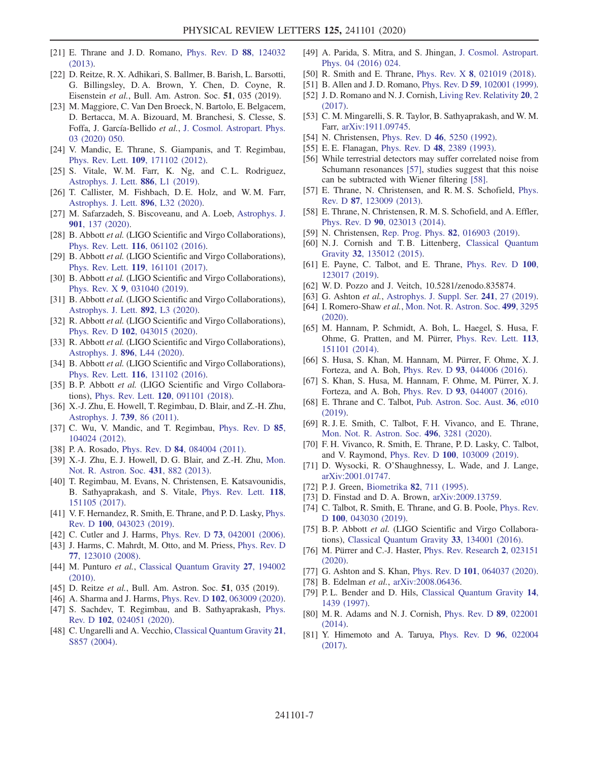[21] E. Thrane and J. D. Romano, Phys. Rev. D **88**, 124032 (2013).

[22] D. Reitze, R. X. Adhikari, S. Ballmer, B. Barish, L. Barsotti, G. Billingsley, D. A. Brown, Y. Chen, D. Coyne, R. Eisenstein *et al.*, Bull. Am. Astron. Soc. **51**, 035 (2019).

[23] M. Maggiore, C. Van Den Broeck, N. Bartolo, E. Belgacem, D. Bertacca, M. A. Bizouard, M. Branchesi, S. Clesse, S. Foffa, J. García-Bellido *et al.*, J. Cosmol. Astropart. Phys. 03 (2020) 050.

[24] V. Mandic, E. Thrane, S. Giampanis, and T. Regimbau, Phys. Rev. Lett. **109**, 171102 (2012).

[25] S. Vitale, W. M. Farr, K. Ng, and C. L. Rodriguez, Astrophys. J. Lett. **886**, L1 (2019).

[26] T. Callister, M. Fishbach, D. E. Holz, and W. M. Farr, Astrophys. J. Lett. **896**, L32 (2020).

[27] M. Safarzadeh, S. Biscoveanu, and A. Loeb, Astrophys. J. **901**, 137 (2020).

[28] B. Abbott *et al.* (LIGO Scientific and Virgo Collaborations), Phys. Rev. Lett. **116**, 061102 (2016).

[29] B. Abbott *et al.* (LIGO Scientific and Virgo Collaborations), Phys. Rev. Lett. **119**, 161101 (2017).

[30] B. Abbott *et al.* (LIGO Scientific and Virgo Collaborations), Phys. Rev. X **9**, 031040 (2019).

[31] B. Abbott *et al.* (LIGO Scientific and Virgo Collaborations), Astrophys. J. Lett. **892**, L3 (2020).

[32] R. Abbott *et al.* (LIGO Scientific and Virgo Collaborations), Phys. Rev. D **102**, 043015 (2020).

[33] R. Abbott *et al.* (LIGO Scientific and Virgo Collaborations), Astrophys. J. **896**, L44 (2020).

[34] B. Abbott *et al.* (LIGO Scientific and Virgo Collaborations), Phys. Rev. Lett. **116**, 131102 (2016).

[35] B. P. Abbott *et al.* (LIGO Scientific and Virgo Collaborations), Phys. Rev. Lett. **120**, 091101 (2018).

[36] X.-J. Zhu, E. Howell, T. Regimbau, D. Blair, and Z.-H. Zhu, Astrophys. J. **739**, 86 (2011).

[37] C. Wu, V. Mandic, and T. Regimbau, Phys. Rev. D **85**, 104024 (2012).

[38] P. A. Rosado, Phys. Rev. D **84**, 084004 (2011).

[39] X.-J. Zhu, E. J. Howell, D. G. Blair, and Z.-H. Zhu, Mon. Not. R. Astron. Soc. **431**, 882 (2013).

[40] T. Regimbau, M. Evans, N. Christensen, E. Katsavounidis, B. Sathyaprakash, and S. Vitale, Phys. Rev. Lett. **118**, 151105 (2017).

[41] V. F. Hernandez, R. Smith, E. Thrane, and P. D. Lasky, Phys. Rev. D **100**, 043023 (2019).

[42] C. Cutler and J. Harms, Phys. Rev. D **73**, 042001 (2006).

[43] J. Harms, C. Mahrdt, M. Otto, and M. Priess, Phys. Rev. D **77**, 123010 (2008).

[44] M. Punturo *et al.*, Classical Quantum Gravity **27**, 194002 (2010).

[45] D. Reitze *et al.*, Bull. Am. Astron. Soc. **51**, 035 (2019).

[46] A. Sharma and J. Harms, Phys. Rev. D **102**, 063009 (2020).

[47] S. Sachdev, T. Regimbau, and B. Sathyaprakash, Phys. Rev. D **102**, 024051 (2020).

[48] C. Ungarelli and A. Vecchio, Classical Quantum Gravity **21**, S857 (2004).

[49] A. Parida, S. Mitra, and S. Jhingan, J. Cosmol. Astropart. Phys. 04 (2016) 024.

[50] R. Smith and E. Thrane, Phys. Rev. X **8**, 021019 (2018).

[51] B. Allen and J. D. Romano, Phys. Rev. D **59**, 102001 (1999).

[52] J. D. Romano and N. J. Cornish, Living Rev. Relativity **20**, 2 (2017).

[53] C. M. Mingarelli, S. R. Taylor, B. Sathyaprakash, and W. M. Farr, arXiv:1911.09745.

[54] N. Christensen, Phys. Rev. D **46**, 5250 (1992).

[55] E. E. Flanagan, Phys. Rev. D **48**, 2389 (1993).

[56] While terrestrial detectors may suffer correlated noise from Schumann resonances [57], studies suggest that this noise can be subtracted with Wiener filtering [58].

[57] E. Thrane, N. Christensen, and R. M. S. Schofield, Phys. Rev. D **87**, 123009 (2013).

[58] E. Thrane, N. Christensen, R. M. S. Schofield, and A. Effler, Phys. Rev. D **90**, 023013 (2014).

[59] N. Christensen, Rep. Prog. Phys. **82**, 016903 (2019).

[60] N. J. Cornish and T. B. Littenberg, Classical Quantum Gravity **32**, 135012 (2015).

[61] E. Payne, C. Talbot, and E. Thrane, Phys. Rev. D **100**, 123017 (2019).

[62] W. D. Pozzo and J. Veitch, 10.5281/zenodo.835874.

[63] G. Ashton *et al.*, Astrophys. J. Suppl. Ser. **241**, 27 (2019).

[64] I. Romero-Shaw *et al.*, Mon. Not. R. Astron. Soc. **499**, 3295 (2020).

[65] M. Hannam, P. Schmidt, A. Boh, L. Haegel, S. Husa, F. Ohme, G. Pratten, and M. Pürrer, Phys. Rev. Lett. **113**, 151101 (2014).

[66] S. Husa, S. Khan, M. Hannam, M. Pürrer, F. Ohme, X. J. Forteza, and A. Boh, Phys. Rev. D **93**, 044006 (2016).

[67] S. Khan, S. Husa, M. Hannam, F. Ohme, M. Pürrer, X. J. Forteza, and A. Boh, Phys. Rev. D **93**, 044007 (2016).

[68] E. Thrane and C. Talbot, Pub. Astron. Soc. Aust. **36**, e010 (2019).

[69] R. J. E. Smith, C. Talbot, F. H. Vivanco, and E. Thrane, Mon. Not. R. Astron. Soc. **496**, 3281 (2020).

[70] F. H. Vivanco, R. Smith, E. Thrane, P. D. Lasky, C. Talbot, and V. Raymond, Phys. Rev. D **100**, 103009 (2019).

[71] D. Wysocki, R. O'Shaughnessy, L. Wade, and J. Lange, arXiv:2001.01747.

[72] P. J. Green, Biometrika **82**, 711 (1995).

[73] D. Finstad and D. A. Brown, arXiv:2009.13759.

[74] C. Talbot, R. Smith, E. Thrane, and G. B. Poole, Phys. Rev. D **100**, 043030 (2019).

[75] B. P. Abbott *et al.* (LIGO Scientific and Virgo Collaborations), Classical Quantum Gravity **33**, 134001 (2016).

[76] M. Pürrer and C.-J. Haster, Phys. Rev. Research **2**, 023151 (2020).

[77] G. Ashton and S. Khan, Phys. Rev. D **101**, 064037 (2020).

[78] B. Edelman *et al.*, arXiv:2008.06436.

[79] P. L. Bender and D. Hils, Classical Quantum Gravity **14**, 1439 (1997).

[80] M. R. Adams and N. J. Cornish, Phys. Rev. D **89**, 022001 (2014).

[81] Y. Himemoto and A. Taruya, Phys. Rev. D **96**, 022004 (2017).